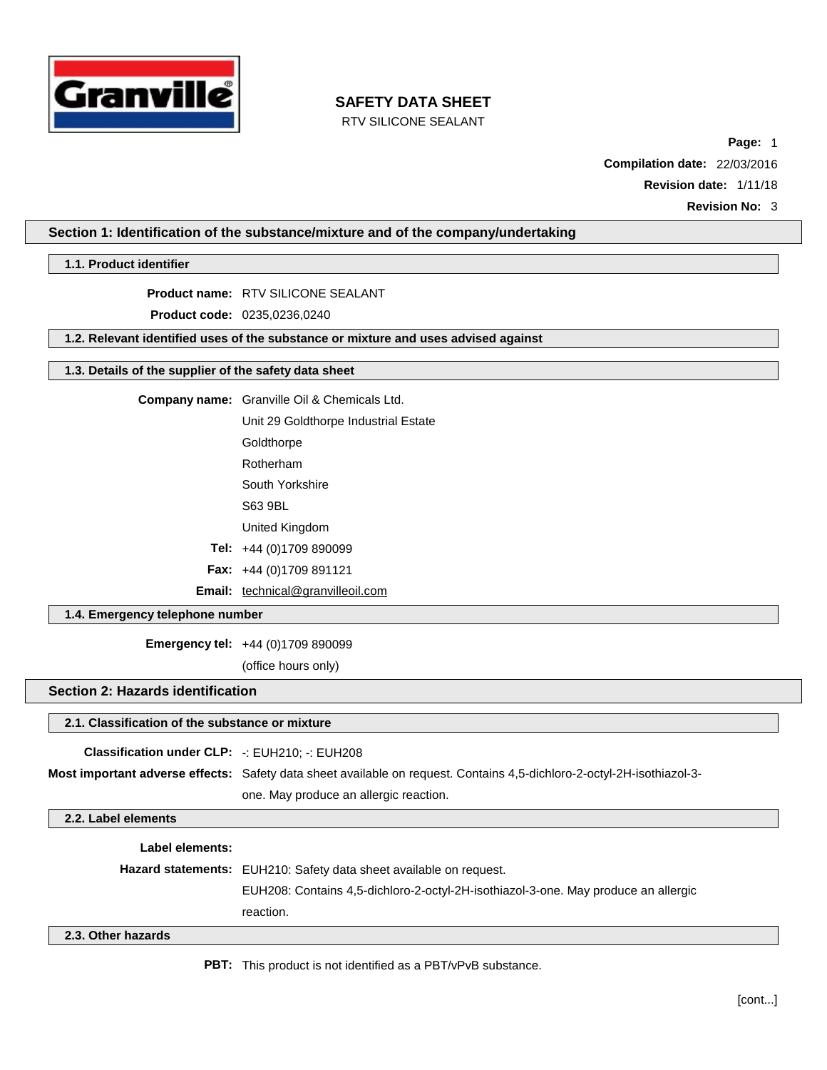# SAFETY DATA SHEET

RTV SILICONE SEALANT

**Compilation date:** 22/03/2016

**Revision date:** 1/11/18

**Revision No:** 3

## Section 1: Identification of the substance/mixture and of the company/undertaking

### 1.1. Product identifier

**Product name:** RTV SILICONE SEALANT

**Product code:** 0235,0236,0240

### 1.2. Relevant identified uses of the substance or mixture and uses advised against

### 1.3. Details of the supplier of the safety data sheet

**Company name:** Granville Oil & Chemicals Ltd.
Unit 29 Goldthorpe Industrial Estate
Goldthorpe
Rotherham
South Yorkshire
S63 9BL
United Kingdom

**Tel:** +44 (0)1709 890099

**Fax:** +44 (0)1709 891121

**Email:** technical@granvilleoil.com

### 1.4. Emergency telephone number

**Emergency tel:** +44 (0)1709 890099
(office hours only)

## Section 2: Hazards identification

### 2.1. Classification of the substance or mixture

**Classification under CLP:** -: EUH210; -: EUH208

**Most important adverse effects:** Safety data sheet available on request. Contains 4,5-dichloro-2-octyl-2H-isothiazol-3-one. May produce an allergic reaction.

### 2.2. Label elements

**Label elements:**

**Hazard statements:** EUH210: Safety data sheet available on request.
EUH208: Contains 4,5-dichloro-2-octyl-2H-isothiazol-3-one. May produce an allergic reaction.

### 2.3. Other hazards

**PBT:** This product is not identified as a PBT/vPvB substance.

[cont...]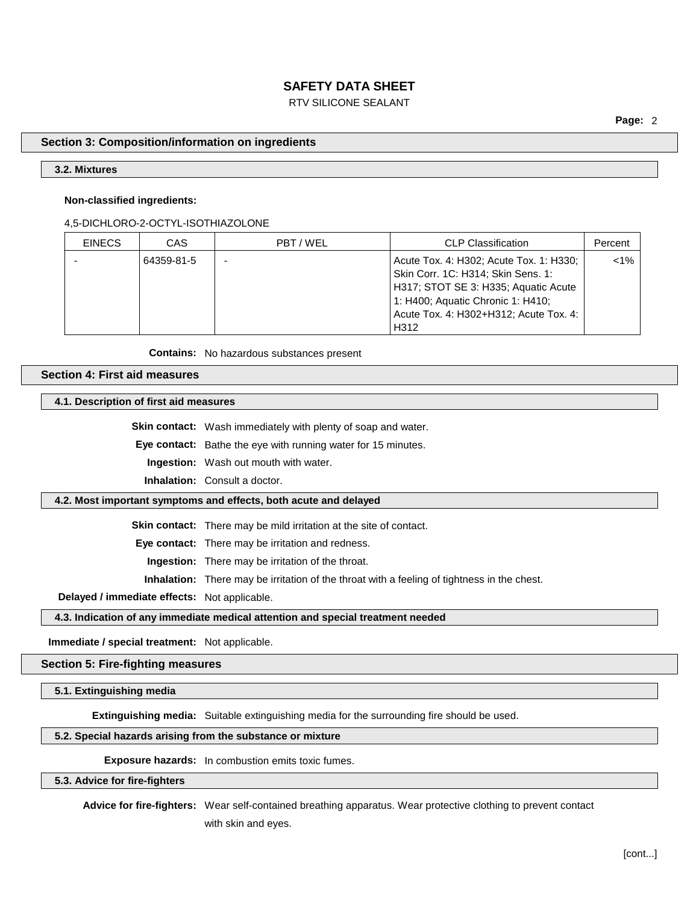## Section 3: Composition/information on ingredients

### 3.2. Mixtures

**Non-classified ingredients:**

4,5-DICHLORO-2-OCTYL-ISOTHIAZOLONE

| EINECS | CAS | PBT / WEL | CLP Classification | Percent |
|---|---|---|---|---|
| - | 64359-81-5 | - | Acute Tox. 4: H302; Acute Tox. 1: H330; Skin Corr. 1C: H314; Skin Sens. 1: H317; STOT SE 3: H335; Aquatic Acute 1: H400; Aquatic Chronic 1: H410; Acute Tox. 4: H302+H312; Acute Tox. 4: H312 | <1% |

**Contains:** No hazardous substances present

## Section 4: First aid measures

### 4.1. Description of first aid measures

**Skin contact:** Wash immediately with plenty of soap and water.

**Eye contact:** Bathe the eye with running water for 15 minutes.

**Ingestion:** Wash out mouth with water.

**Inhalation:** Consult a doctor.

### 4.2. Most important symptoms and effects, both acute and delayed

**Skin contact:** There may be mild irritation at the site of contact.

**Eye contact:** There may be irritation and redness.

**Ingestion:** There may be irritation of the throat.

**Inhalation:** There may be irritation of the throat with a feeling of tightness in the chest.

**Delayed / immediate effects:** Not applicable.

### 4.3. Indication of any immediate medical attention and special treatment needed

**Immediate / special treatment:** Not applicable.

## Section 5: Fire-fighting measures

### 5.1. Extinguishing media

**Extinguishing media:** Suitable extinguishing media for the surrounding fire should be used.

### 5.2. Special hazards arising from the substance or mixture

**Exposure hazards:** In combustion emits toxic fumes.

### 5.3. Advice for fire-fighters

**Advice for fire-fighters:** Wear self-contained breathing apparatus. Wear protective clothing to prevent contact with skin and eyes.

[cont...]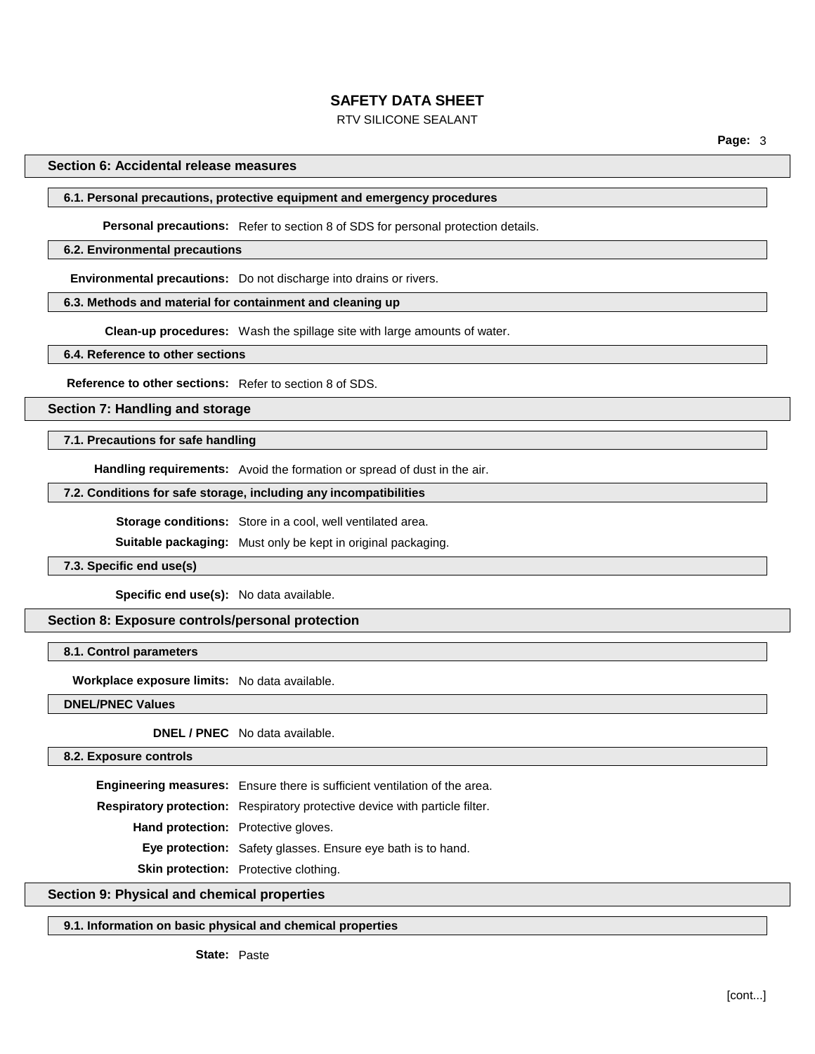## Section 6: Accidental release measures

### 6.1. Personal precautions, protective equipment and emergency procedures

**Personal precautions:** Refer to section 8 of SDS for personal protection details.

### 6.2. Environmental precautions

**Environmental precautions:** Do not discharge into drains or rivers.

### 6.3. Methods and material for containment and cleaning up

**Clean-up procedures:** Wash the spillage site with large amounts of water.

### 6.4. Reference to other sections

**Reference to other sections:** Refer to section 8 of SDS.

## Section 7: Handling and storage

### 7.1. Precautions for safe handling

**Handling requirements:** Avoid the formation or spread of dust in the air.

### 7.2. Conditions for safe storage, including any incompatibilities

**Storage conditions:** Store in a cool, well ventilated area.

**Suitable packaging:** Must only be kept in original packaging.

### 7.3. Specific end use(s)

**Specific end use(s):** No data available.

## Section 8: Exposure controls/personal protection

### 8.1. Control parameters

**Workplace exposure limits:** No data available.

### DNEL/PNEC Values

**DNEL / PNEC** No data available.

### 8.2. Exposure controls

**Engineering measures:** Ensure there is sufficient ventilation of the area.

**Respiratory protection:** Respiratory protective device with particle filter.

**Hand protection:** Protective gloves.

**Eye protection:** Safety glasses. Ensure eye bath is to hand.

**Skin protection:** Protective clothing.

## Section 9: Physical and chemical properties

### 9.1. Information on basic physical and chemical properties

**State:** Paste

[cont...]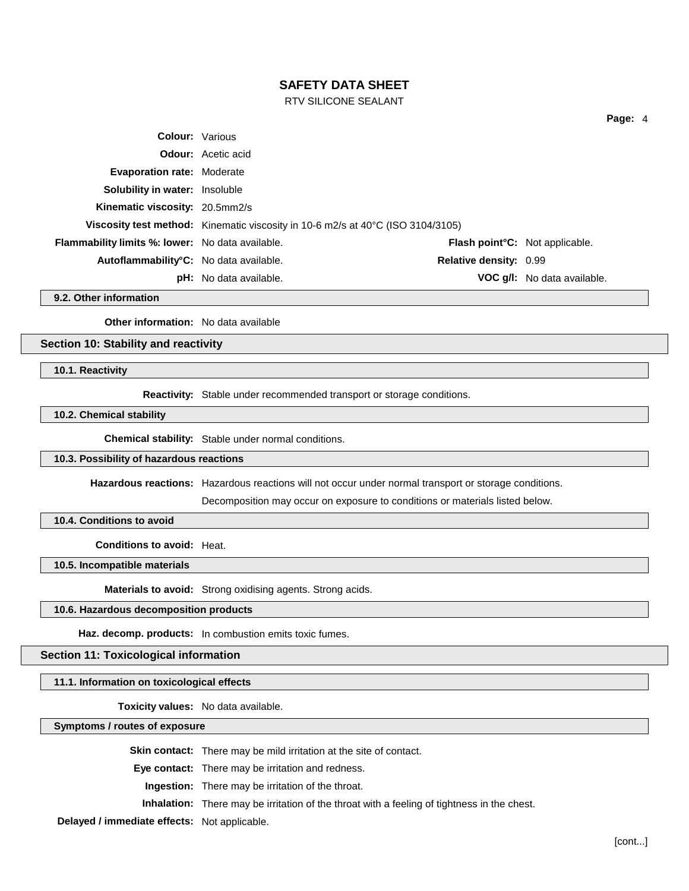**Colour:** Various

**Odour:** Acetic acid

**Evaporation rate:** Moderate

**Solubility in water:** Insoluble

**Kinematic viscosity:** 20.5mm2/s

**Viscosity test method:** Kinematic viscosity in 10-6 m2/s at 40°C (ISO 3104/3105)

**Flammability limits %: lower:** No data available.

**Flash point°C:** Not applicable.

**Autoflammability°C:** No data available.

**Relative density:** 0.99

**pH:** No data available.

**VOC g/l:** No data available.

### 9.2. Other information

**Other information:** No data available

## Section 10: Stability and reactivity

### 10.1. Reactivity

**Reactivity:** Stable under recommended transport or storage conditions.

### 10.2. Chemical stability

**Chemical stability:** Stable under normal conditions.

### 10.3. Possibility of hazardous reactions

**Hazardous reactions:** Hazardous reactions will not occur under normal transport or storage conditions.

Decomposition may occur on exposure to conditions or materials listed below.

### 10.4. Conditions to avoid

**Conditions to avoid:** Heat.

### 10.5. Incompatible materials

**Materials to avoid:** Strong oxidising agents. Strong acids.

### 10.6. Hazardous decomposition products

**Haz. decomp. products:** In combustion emits toxic fumes.

## Section 11: Toxicological information

### 11.1. Information on toxicological effects

**Toxicity values:** No data available.

### Symptoms / routes of exposure

**Skin contact:** There may be mild irritation at the site of contact.

**Eye contact:** There may be irritation and redness.

**Ingestion:** There may be irritation of the throat.

**Inhalation:** There may be irritation of the throat with a feeling of tightness in the chest.

**Delayed / immediate effects:** Not applicable.

[cont...]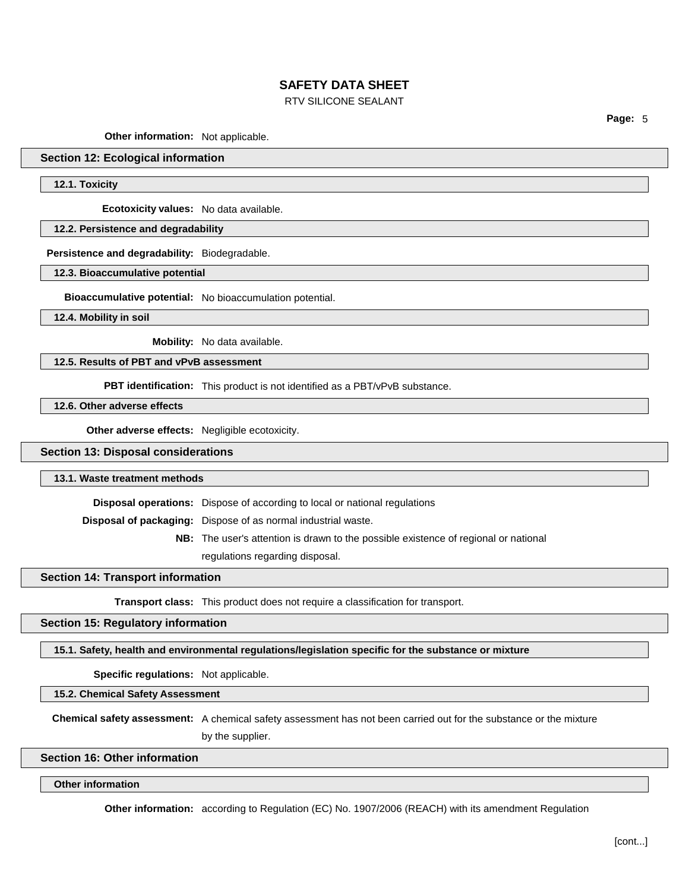**Other information:** Not applicable.

## Section 12: Ecological information

### 12.1. Toxicity

**Ecotoxicity values:** No data available.

### 12.2. Persistence and degradability

**Persistence and degradability:** Biodegradable.

### 12.3. Bioaccumulative potential

**Bioaccumulative potential:** No bioaccumulation potential.

### 12.4. Mobility in soil

**Mobility:** No data available.

### 12.5. Results of PBT and vPvB assessment

**PBT identification:** This product is not identified as a PBT/vPvB substance.

### 12.6. Other adverse effects

**Other adverse effects:** Negligible ecotoxicity.

## Section 13: Disposal considerations

### 13.1. Waste treatment methods

**Disposal operations:** Dispose of according to local or national regulations

**Disposal of packaging:** Dispose of as normal industrial waste.

**NB:** The user's attention is drawn to the possible existence of regional or national regulations regarding disposal.

## Section 14: Transport information

**Transport class:** This product does not require a classification for transport.

## Section 15: Regulatory information

### 15.1. Safety, health and environmental regulations/legislation specific for the substance or mixture

**Specific regulations:** Not applicable.

### 15.2. Chemical Safety Assessment

**Chemical safety assessment:** A chemical safety assessment has not been carried out for the substance or the mixture by the supplier.

## Section 16: Other information

### Other information

**Other information:** according to Regulation (EC) No. 1907/2006 (REACH) with its amendment Regulation

[cont...]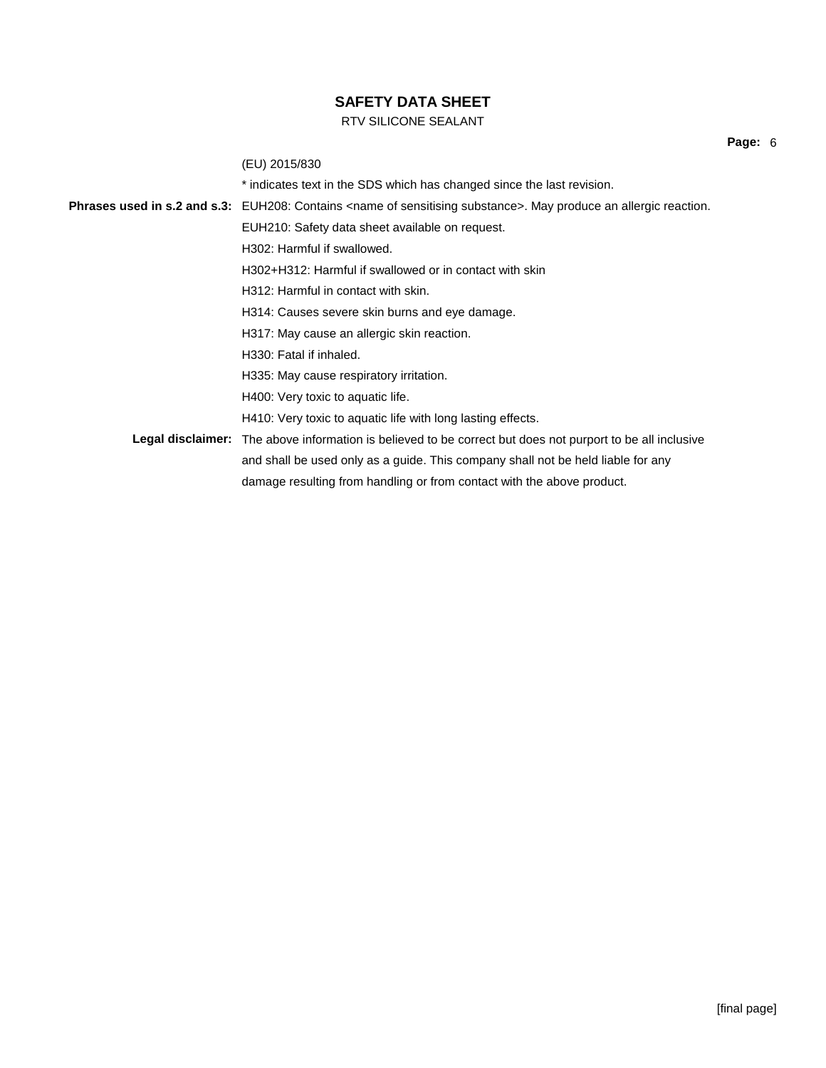(EU) 2015/830

* indicates text in the SDS which has changed since the last revision.

**Phrases used in s.2 and s.3:** EUH208: Contains <name of sensitising substance>. May produce an allergic reaction.

EUH210: Safety data sheet available on request.

H302: Harmful if swallowed.

H302+H312: Harmful if swallowed or in contact with skin

H312: Harmful in contact with skin.

H314: Causes severe skin burns and eye damage.

H317: May cause an allergic skin reaction.

H330: Fatal if inhaled.

H335: May cause respiratory irritation.

H400: Very toxic to aquatic life.

H410: Very toxic to aquatic life with long lasting effects.

**Legal disclaimer:** The above information is believed to be correct but does not purport to be all inclusive and shall be used only as a guide. This company shall not be held liable for any damage resulting from handling or from contact with the above product.

[final page]